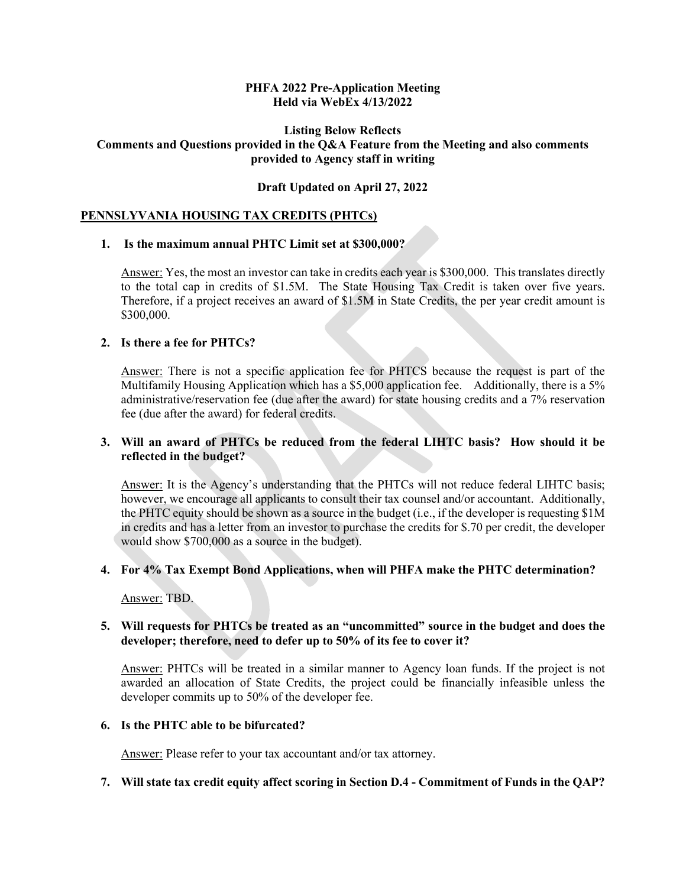**PHFA 2022 Pre-Application Meeting**
**Held via WebEx 4/13/2022**

**Listing Below Reflects**
**Comments and Questions provided in the Q&A Feature from the Meeting and also comments provided to Agency staff in writing**

**Draft Updated on April 27, 2022**

## PENNSLYVANIA HOUSING TAX CREDITS (PHTCs)

**1. Is the maximum annual PHTC Limit set at $300,000?**

Answer: Yes, the most an investor can take in credits each year is $300,000. This translates directly to the total cap in credits of $1.5M. The State Housing Tax Credit is taken over five years. Therefore, if a project receives an award of $1.5M in State Credits, the per year credit amount is $300,000.

**2. Is there a fee for PHTCs?**

Answer: There is not a specific application fee for PHTCS because the request is part of the Multifamily Housing Application which has a $5,000 application fee. Additionally, there is a 5% administrative/reservation fee (due after the award) for state housing credits and a 7% reservation fee (due after the award) for federal credits.

**3. Will an award of PHTCs be reduced from the federal LIHTC basis? How should it be reflected in the budget?**

Answer: It is the Agency's understanding that the PHTCs will not reduce federal LIHTC basis; however, we encourage all applicants to consult their tax counsel and/or accountant. Additionally, the PHTC equity should be shown as a source in the budget (i.e., if the developer is requesting $1M in credits and has a letter from an investor to purchase the credits for $.70 per credit, the developer would show $700,000 as a source in the budget).

**4. For 4% Tax Exempt Bond Applications, when will PHFA make the PHTC determination?**

Answer: TBD.

**5. Will requests for PHTCs be treated as an "uncommitted" source in the budget and does the developer; therefore, need to defer up to 50% of its fee to cover it?**

Answer: PHTCs will be treated in a similar manner to Agency loan funds. If the project is not awarded an allocation of State Credits, the project could be financially infeasible unless the developer commits up to 50% of the developer fee.

**6. Is the PHTC able to be bifurcated?**

Answer: Please refer to your tax accountant and/or tax attorney.

**7. Will state tax credit equity affect scoring in Section D.4 - Commitment of Funds in the QAP?**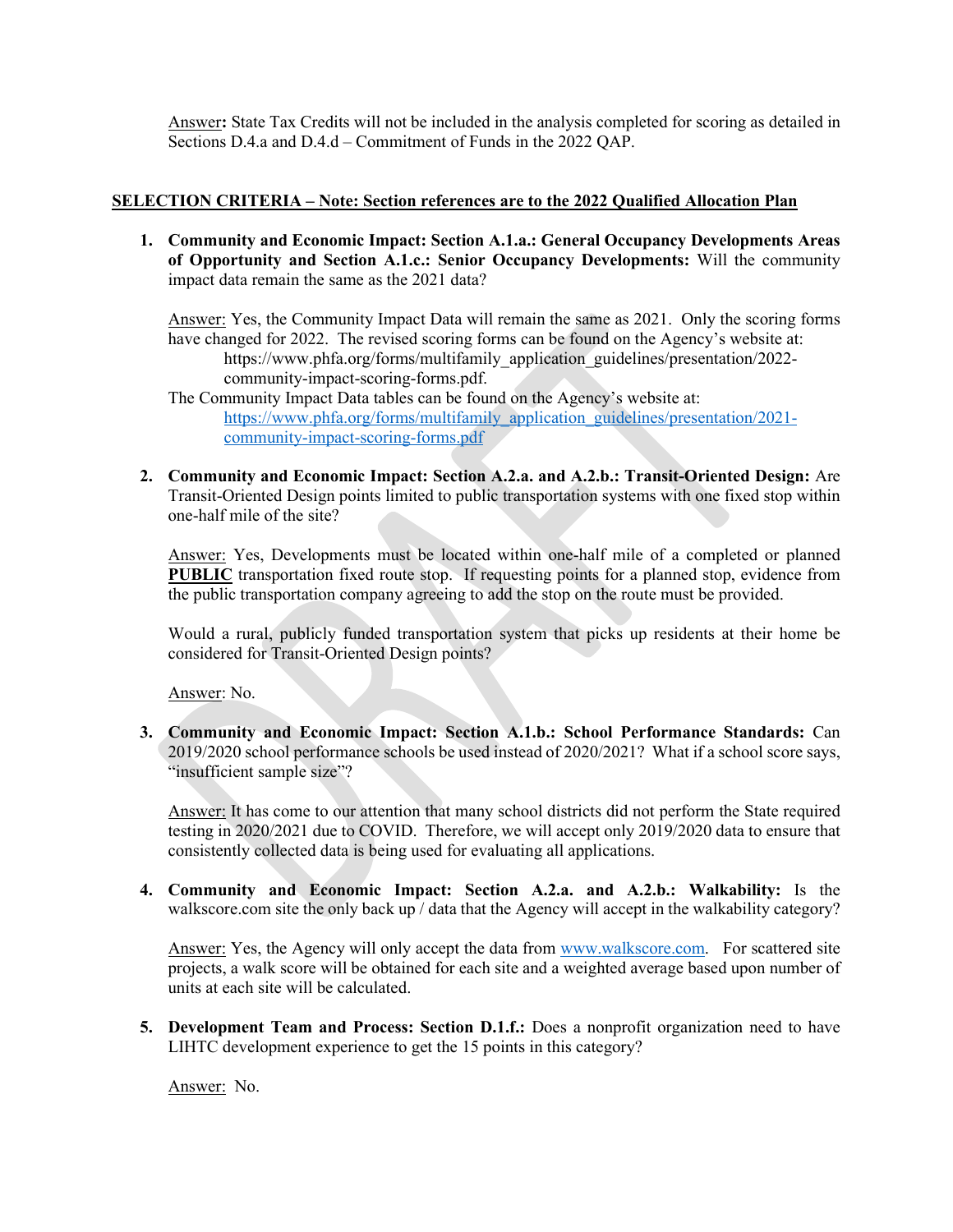Answer**:** State Tax Credits will not be included in the analysis completed for scoring as detailed in Sections D.4.a and D.4.d – Commitment of Funds in the 2022 QAP.

**SELECTION CRITERIA – Note: Section references are to the 2022 Qualified Allocation Plan**

1. **Community and Economic Impact: Section A.1.a.: General Occupancy Developments Areas of Opportunity and Section A.1.c.: Senior Occupancy Developments:** Will the community impact data remain the same as the 2021 data?

   Answer: Yes, the Community Impact Data will remain the same as 2021. Only the scoring forms have changed for 2022. The revised scoring forms can be found on the Agency's website at:
   https://www.phfa.org/forms/multifamily_application_guidelines/presentation/2022-community-impact-scoring-forms.pdf.
   The Community Impact Data tables can be found on the Agency's website at:
   https://www.phfa.org/forms/multifamily_application_guidelines/presentation/2021-community-impact-scoring-forms.pdf

2. **Community and Economic Impact: Section A.2.a. and A.2.b.: Transit-Oriented Design:** Are Transit-Oriented Design points limited to public transportation systems with one fixed stop within one-half mile of the site?

   Answer: Yes, Developments must be located within one-half mile of a completed or planned **PUBLIC** transportation fixed route stop. If requesting points for a planned stop, evidence from the public transportation company agreeing to add the stop on the route must be provided.

   Would a rural, publicly funded transportation system that picks up residents at their home be considered for Transit-Oriented Design points?

   Answer: No.

3. **Community and Economic Impact: Section A.1.b.: School Performance Standards:** Can 2019/2020 school performance schools be used instead of 2020/2021? What if a school score says, "insufficient sample size"?

   Answer: It has come to our attention that many school districts did not perform the State required testing in 2020/2021 due to COVID. Therefore, we will accept only 2019/2020 data to ensure that consistently collected data is being used for evaluating all applications.

4. **Community and Economic Impact: Section A.2.a. and A.2.b.: Walkability:** Is the walkscore.com site the only back up / data that the Agency will accept in the walkability category?

   Answer: Yes, the Agency will only accept the data from www.walkscore.com. For scattered site projects, a walk score will be obtained for each site and a weighted average based upon number of units at each site will be calculated.

5. **Development Team and Process: Section D.1.f.:** Does a nonprofit organization need to have LIHTC development experience to get the 15 points in this category?

   Answer: No.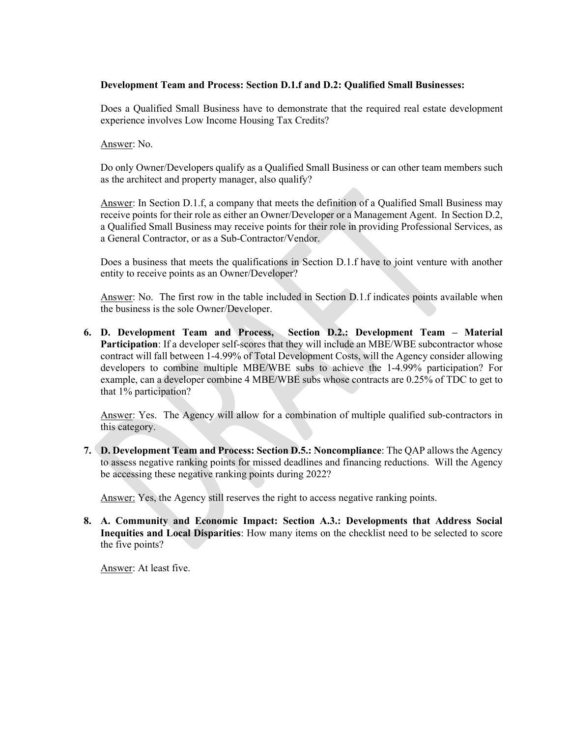**Development Team and Process: Section D.1.f and D.2: Qualified Small Businesses:**

Does a Qualified Small Business have to demonstrate that the required real estate development experience involves Low Income Housing Tax Credits?

Answer: No.

Do only Owner/Developers qualify as a Qualified Small Business or can other team members such as the architect and property manager, also qualify?

Answer: In Section D.1.f, a company that meets the definition of a Qualified Small Business may receive points for their role as either an Owner/Developer or a Management Agent. In Section D.2, a Qualified Small Business may receive points for their role in providing Professional Services, as a General Contractor, or as a Sub-Contractor/Vendor.

Does a business that meets the qualifications in Section D.1.f have to joint venture with another entity to receive points as an Owner/Developer?

Answer: No. The first row in the table included in Section D.1.f indicates points available when the business is the sole Owner/Developer.

6. **D. Development Team and Process, Section D.2.: Development Team – Material Participation**: If a developer self-scores that they will include an MBE/WBE subcontractor whose contract will fall between 1-4.99% of Total Development Costs, will the Agency consider allowing developers to combine multiple MBE/WBE subs to achieve the 1-4.99% participation? For example, can a developer combine 4 MBE/WBE subs whose contracts are 0.25% of TDC to get to that 1% participation?

   Answer: Yes. The Agency will allow for a combination of multiple qualified sub-contractors in this category.

7. **D. Development Team and Process: Section D.5.: Noncompliance**: The QAP allows the Agency to assess negative ranking points for missed deadlines and financing reductions. Will the Agency be accessing these negative ranking points during 2022?

   Answer: Yes, the Agency still reserves the right to access negative ranking points.

8. **A. Community and Economic Impact: Section A.3.: Developments that Address Social Inequities and Local Disparities**: How many items on the checklist need to be selected to score the five points?

   Answer: At least five.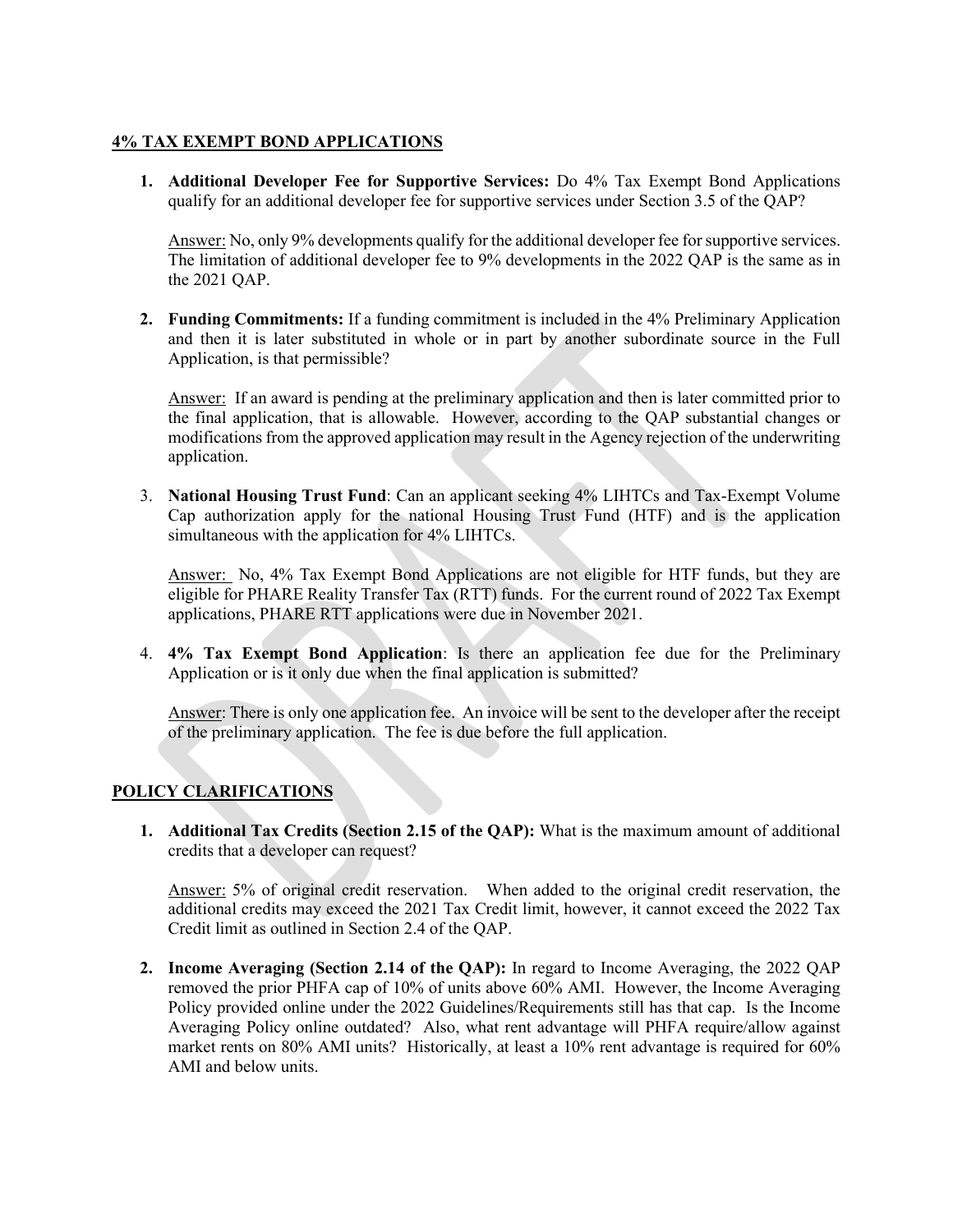## 4% TAX EXEMPT BOND APPLICATIONS

1. **Additional Developer Fee for Supportive Services:** Do 4% Tax Exempt Bond Applications qualify for an additional developer fee for supportive services under Section 3.5 of the QAP?

   Answer: No, only 9% developments qualify for the additional developer fee for supportive services. The limitation of additional developer fee to 9% developments in the 2022 QAP is the same as in the 2021 QAP.

2. **Funding Commitments:** If a funding commitment is included in the 4% Preliminary Application and then it is later substituted in whole or in part by another subordinate source in the Full Application, is that permissible?

   Answer: If an award is pending at the preliminary application and then is later committed prior to the final application, that is allowable. However, according to the QAP substantial changes or modifications from the approved application may result in the Agency rejection of the underwriting application.

3. **National Housing Trust Fund**: Can an applicant seeking 4% LIHTCs and Tax-Exempt Volume Cap authorization apply for the national Housing Trust Fund (HTF) and is the application simultaneous with the application for 4% LIHTCs.

   Answer: No, 4% Tax Exempt Bond Applications are not eligible for HTF funds, but they are eligible for PHARE Reality Transfer Tax (RTT) funds. For the current round of 2022 Tax Exempt applications, PHARE RTT applications were due in November 2021.

4. **4% Tax Exempt Bond Application**: Is there an application fee due for the Preliminary Application or is it only due when the final application is submitted?

   Answer: There is only one application fee. An invoice will be sent to the developer after the receipt of the preliminary application. The fee is due before the full application.

## POLICY CLARIFICATIONS

1. **Additional Tax Credits (Section 2.15 of the QAP):** What is the maximum amount of additional credits that a developer can request?

   Answer: 5% of original credit reservation. When added to the original credit reservation, the additional credits may exceed the 2021 Tax Credit limit, however, it cannot exceed the 2022 Tax Credit limit as outlined in Section 2.4 of the QAP.

2. **Income Averaging (Section 2.14 of the QAP):** In regard to Income Averaging, the 2022 QAP removed the prior PHFA cap of 10% of units above 60% AMI. However, the Income Averaging Policy provided online under the 2022 Guidelines/Requirements still has that cap. Is the Income Averaging Policy online outdated? Also, what rent advantage will PHFA require/allow against market rents on 80% AMI units? Historically, at least a 10% rent advantage is required for 60% AMI and below units.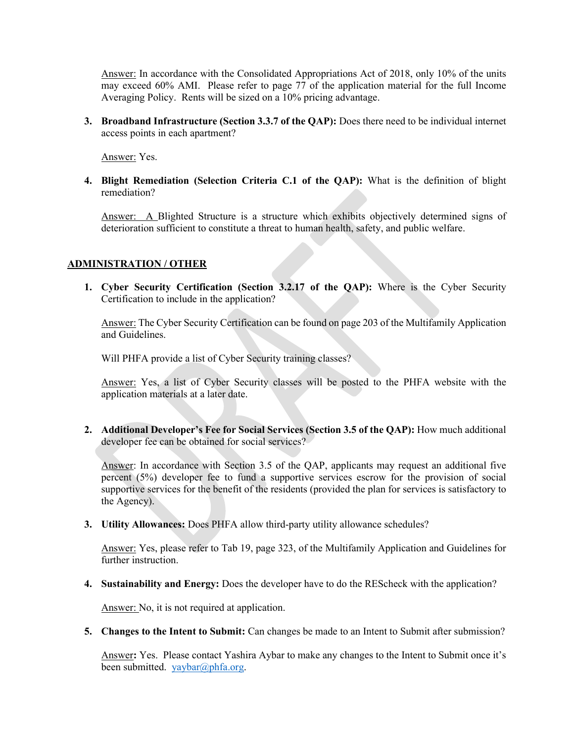Answer: In accordance with the Consolidated Appropriations Act of 2018, only 10% of the units may exceed 60% AMI. Please refer to page 77 of the application material for the full Income Averaging Policy. Rents will be sized on a 10% pricing advantage.

3. **Broadband Infrastructure (Section 3.3.7 of the QAP):** Does there need to be individual internet access points in each apartment?

   Answer: Yes.

4. **Blight Remediation (Selection Criteria C.1 of the QAP):** What is the definition of blight remediation?

   Answer: A Blighted Structure is a structure which exhibits objectively determined signs of deterioration sufficient to constitute a threat to human health, safety, and public welfare.

## ADMINISTRATION / OTHER

1. **Cyber Security Certification (Section 3.2.17 of the QAP):** Where is the Cyber Security Certification to include in the application?

   Answer: The Cyber Security Certification can be found on page 203 of the Multifamily Application and Guidelines.

   Will PHFA provide a list of Cyber Security training classes?

   Answer: Yes, a list of Cyber Security classes will be posted to the PHFA website with the application materials at a later date.

2. **Additional Developer's Fee for Social Services (Section 3.5 of the QAP):** How much additional developer fee can be obtained for social services?

   Answer: In accordance with Section 3.5 of the QAP, applicants may request an additional five percent (5%) developer fee to fund a supportive services escrow for the provision of social supportive services for the benefit of the residents (provided the plan for services is satisfactory to the Agency).

3. **Utility Allowances:** Does PHFA allow third-party utility allowance schedules?

   Answer: Yes, please refer to Tab 19, page 323, of the Multifamily Application and Guidelines for further instruction.

4. **Sustainability and Energy:** Does the developer have to do the REScheck with the application?

   Answer: No, it is not required at application.

5. **Changes to the Intent to Submit:** Can changes be made to an Intent to Submit after submission?

   Answer**:** Yes. Please contact Yashira Aybar to make any changes to the Intent to Submit once it's been submitted. yaybar@phfa.org.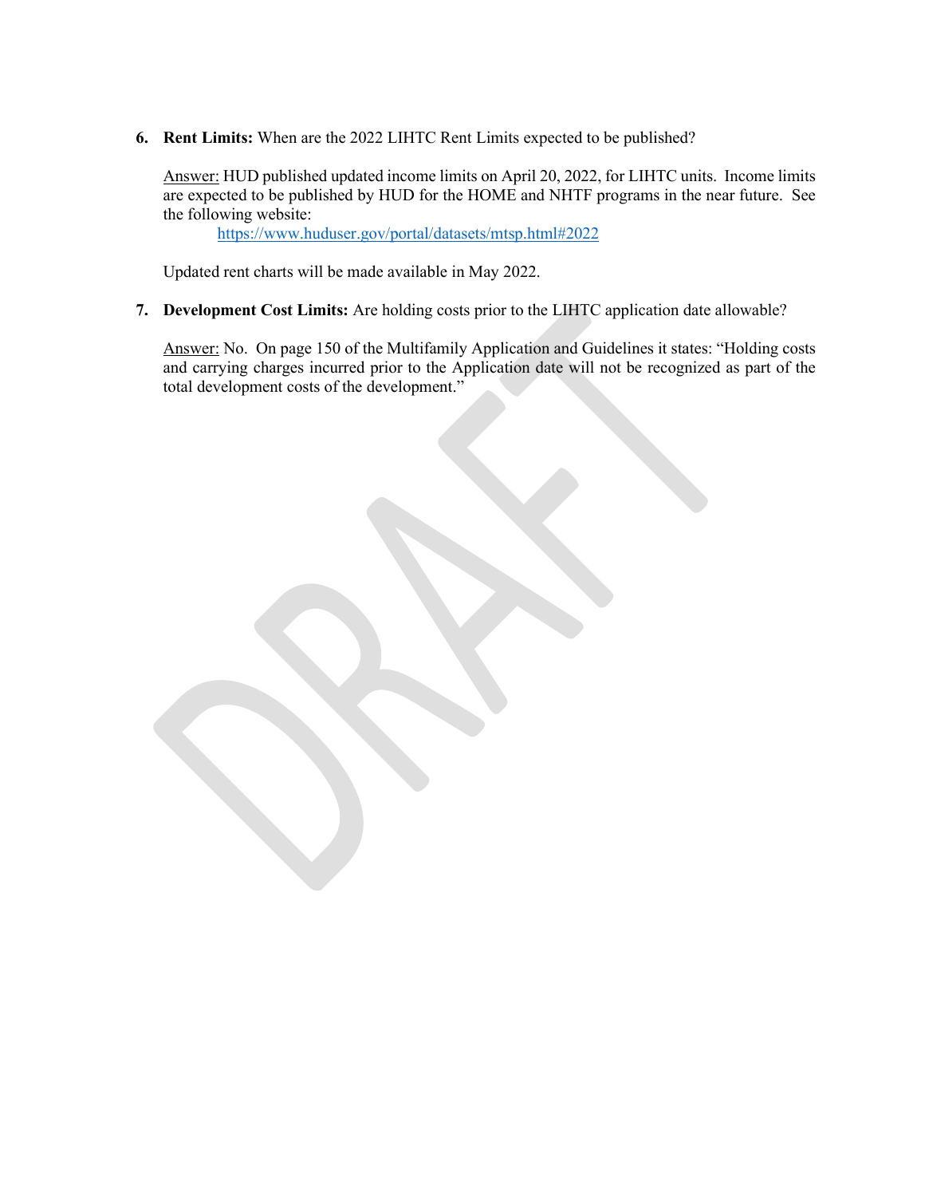6. **Rent Limits:** When are the 2022 LIHTC Rent Limits expected to be published?

   Answer: HUD published updated income limits on April 20, 2022, for LIHTC units. Income limits are expected to be published by HUD for the HOME and NHTF programs in the near future. See the following website:

   https://www.huduser.gov/portal/datasets/mtsp.html#2022

   Updated rent charts will be made available in May 2022.

7. **Development Cost Limits:** Are holding costs prior to the LIHTC application date allowable?

   Answer: No. On page 150 of the Multifamily Application and Guidelines it states: "Holding costs and carrying charges incurred prior to the Application date will not be recognized as part of the total development costs of the development."